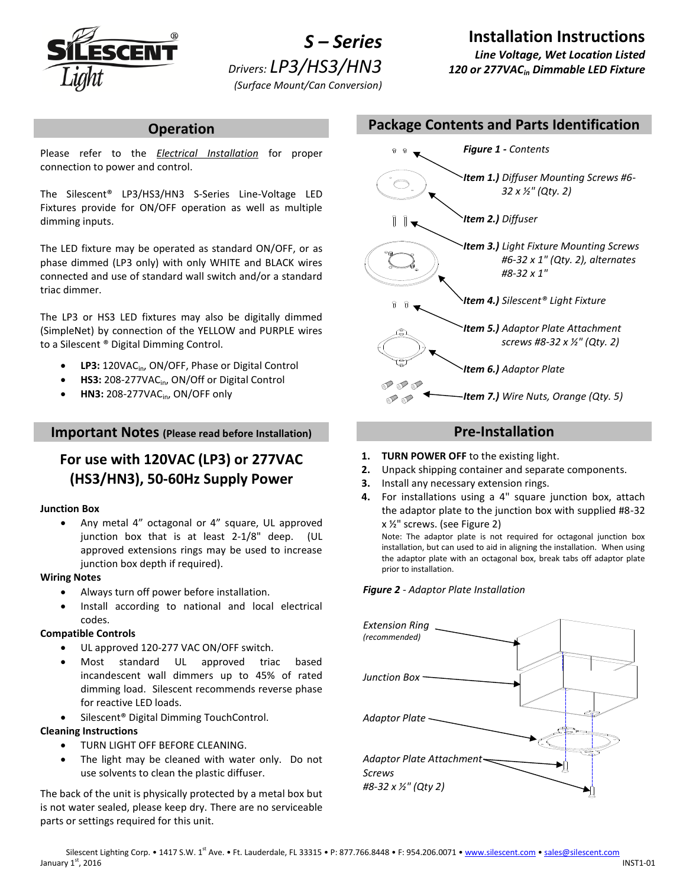# S – Series

*Drivers: LP3/HS3/HN3*

*(Surface Mount/Can Conversion)*

# Installation Instructions

***Line Voltage, Wet Location Listed***

***120 or 277VAC$_{in}$ Dimmable LED Fixture***

## Operation

Please refer to the *Electrical Installation* for proper connection to power and control.

The Silescent® LP3/HS3/HN3 S-Series Line-Voltage LED Fixtures provide for ON/OFF operation as well as multiple dimming inputs.

The LED fixture may be operated as standard ON/OFF, or as phase dimmed (LP3 only) with only WHITE and BLACK wires connected and use of standard wall switch and/or a standard triac dimmer.

The LP3 or HS3 LED fixtures may also be digitally dimmed (SimpleNet) by connection of the YELLOW and PURPLE wires to a Silescent ® Digital Dimming Control.

- **LP3:** 120VAC$_{in}$, ON/OFF, Phase or Digital Control
- **HS3:** 208-277VAC$_{in}$, ON/Off or Digital Control
- **HN3:** 208-277VAC$_{in}$, ON/OFF only

## Important Notes (Please read before Installation)

### For use with 120VAC (LP3) or 277VAC (HS3/HN3), 50-60Hz Supply Power

**Junction Box**

- Any metal 4" octagonal or 4" square, UL approved junction box that is at least 2-1/8" deep. (UL approved extensions rings may be used to increase junction box depth if required).

**Wiring Notes**

- Always turn off power before installation.
- Install according to national and local electrical codes.

**Compatible Controls**

- UL approved 120-277 VAC ON/OFF switch.
- Most standard UL approved triac based incandescent wall dimmers up to 45% of rated dimming load. Silescent recommends reverse phase for reactive LED loads.
- Silescent® Digital Dimming TouchControl.

**Cleaning Instructions**

- TURN LIGHT OFF BEFORE CLEANING.
- The light may be cleaned with water only. Do not use solvents to clean the plastic diffuser.

The back of the unit is physically protected by a metal box but is not water sealed, please keep dry. There are no serviceable parts or settings required for this unit.

## Package Contents and Parts Identification

***Figure 1** - Contents*

- ***Item 1.)** Diffuser Mounting Screws #6-32 x ½" (Qty. 2)*
- ***Item 2.)** Diffuser*
- ***Item 3.)** Light Fixture Mounting Screws #6-32 x 1" (Qty. 2), alternates #8-32 x 1"*
- ***Item 4.)** Silescent® Light Fixture*
- ***Item 5.)** Adaptor Plate Attachment screws #8-32 x ½" (Qty. 2)*
- ***Item 6.)** Adaptor Plate*
- ***Item 7.)** Wire Nuts, Orange (Qty. 5)*

## Pre-Installation

1. **TURN POWER OFF** to the existing light.
2. Unpack shipping container and separate components.
3. Install any necessary extension rings.
4. For installations using a 4" square junction box, attach the adaptor plate to the junction box with supplied #8-32 x ½" screws. (see Figure 2)

   Note: The adaptor plate is not required for octagonal junction box installation, but can used to aid in aligning the installation. When using the adaptor plate with an octagonal box, break tabs off adaptor plate prior to installation.

***Figure 2** - Adaptor Plate Installation*

*Extension Ring (recommended)*

*Junction Box*

*Adaptor Plate*

*Adaptor Plate Attachment Screws #8-32 x ½" (Qty 2)*

Silescent Lighting Corp. • 1417 S.W. 1st Ave. • Ft. Lauderdale, FL 33315 • P: 877.766.8448 • F: 954.206.0071 • www.silescent.com • sales@silescent.com

January 1st, 2016

INST1-01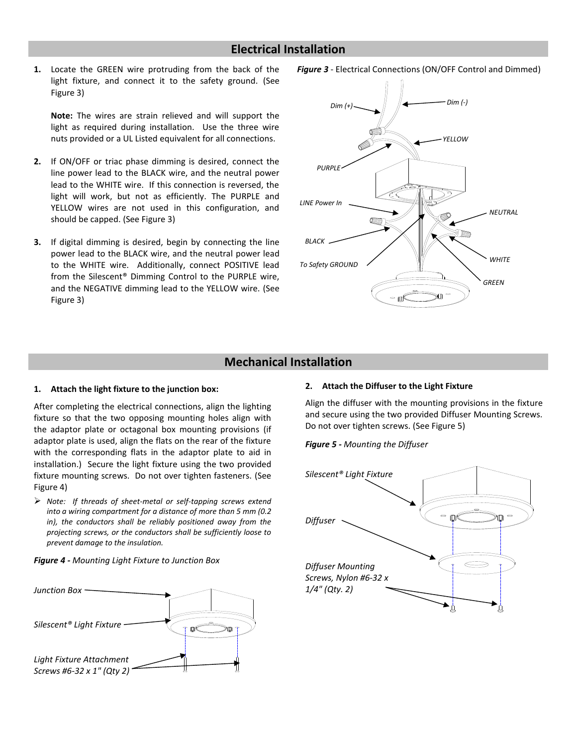## Electrical Installation

1. Locate the GREEN wire protruding from the back of the light fixture, and connect it to the safety ground. (See Figure 3)

   **Note:** The wires are strain relieved and will support the light as required during installation. Use the three wire nuts provided or a UL Listed equivalent for all connections.

2. If ON/OFF or triac phase dimming is desired, connect the line power lead to the BLACK wire, and the neutral power lead to the WHITE wire. If this connection is reversed, the light will work, but not as efficiently. The PURPLE and YELLOW wires are not used in this configuration, and should be capped. (See Figure 3)

3. If digital dimming is desired, begin by connecting the line power lead to the BLACK wire, and the neutral power lead to the WHITE wire. Additionally, connect POSITIVE lead from the Silescent® Dimming Control to the PURPLE wire, and the NEGATIVE dimming lead to the YELLOW wire. (See Figure 3)

***Figure 3*** - Electrical Connections (ON/OFF Control and Dimmed)

*Dim (+)*
*Dim (-)*
*YELLOW*
*PURPLE*
*LINE Power In*
*NEUTRAL*
*BLACK*
*WHITE*
*To Safety GROUND*
*GREEN*

## Mechanical Installation

**1. Attach the light fixture to the junction box:**

After completing the electrical connections, align the lighting fixture so that the two opposing mounting holes align with the adaptor plate or octagonal box mounting provisions (if adaptor plate is used, align the flats on the rear of the fixture with the corresponding flats in the adaptor plate to aid in installation.) Secure the light fixture using the two provided fixture mounting screws. Do not over tighten fasteners. (See Figure 4)

- *Note: If threads of sheet-metal or self-tapping screws extend into a wiring compartment for a distance of more than 5 mm (0.2 in), the conductors shall be reliably positioned away from the projecting screws, or the conductors shall be sufficiently loose to prevent damage to the insulation.*

***Figure 4 -*** *Mounting Light Fixture to Junction Box*

*Junction Box*
*Silescent® Light Fixture*
*Light Fixture Attachment Screws #6-32 x 1" (Qty 2)*

**2. Attach the Diffuser to the Light Fixture**

Align the diffuser with the mounting provisions in the fixture and secure using the two provided Diffuser Mounting Screws. Do not over tighten screws. (See Figure 5)

***Figure 5 -*** *Mounting the Diffuser*

*Silescent® Light Fixture*
*Diffuser*
*Diffuser Mounting Screws, Nylon #6-32 x 1/4" (Qty. 2)*